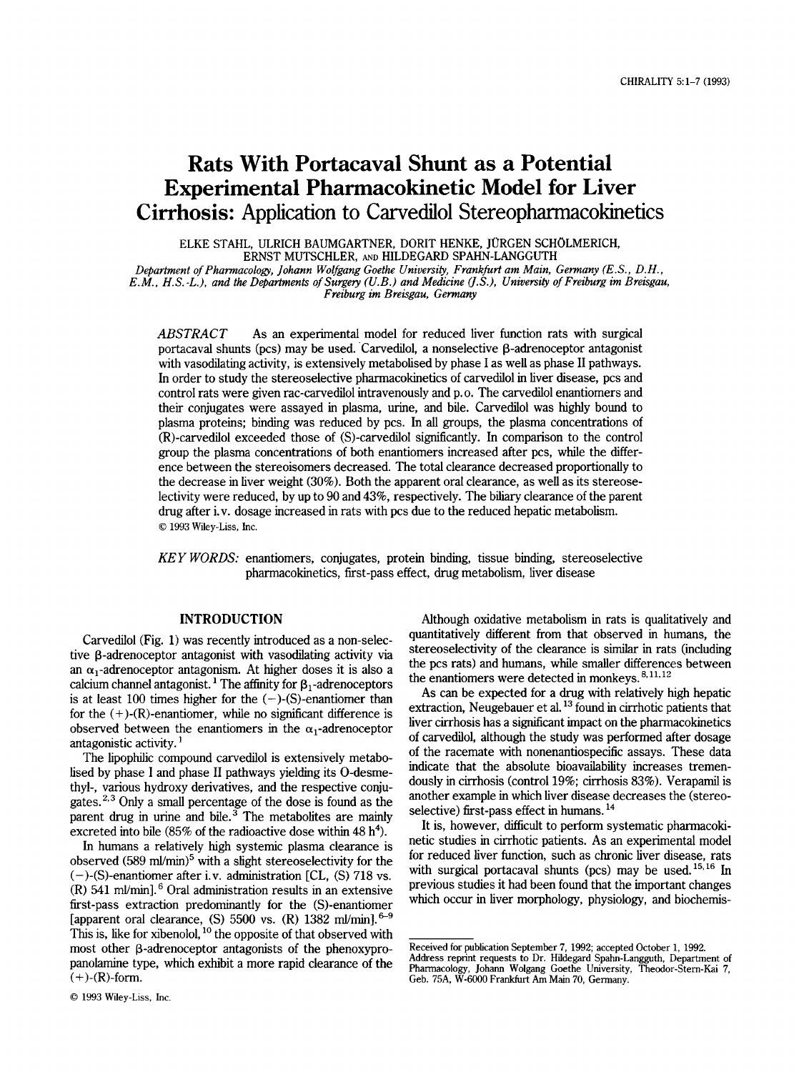# Rats With Portacaval Shunt as a Potential Experimental Pharmacokinetic Model for Liver Cirrhosis: Application to Carvedilol Stereopharmacokinetics

ELKE STAHL, ULRICH BAUMGARTNER, DORIT HENKE, JÜRGEN SCHÖLMERICH, ERNST MUTSCHLER, AND HILDEGARD SPAHN-LANGGUTH

*Department of Pharmacology, Johann Wolfgang Goethe University, Frankfurt am Main, Germany (E.S., D.H., E.M., H.S.-L.), and the Departments of Surgery (U.B.) and Medicine (J.S.), University of Freiburg im Breisgau, Freiburg im Breisgau, Germany*

*ABSTRACT* As an experimental model for reduced liver function rats with surgical portacaval shunts (pcs) may be used. Carvedilol, a nonselective β-adrenoceptor antagonist with vasodilating activity, is extensively metabolised by phase I as well as phase II pathways. In order to study the stereoselective pharmacokinetics of carvedilol in liver disease, pcs and control rats were given rac-carvedilol intravenously and p.o. The carvedilol enantiomers and their conjugates were assayed in plasma, urine, and bile. Carvedilol was highly bound to plasma proteins; binding was reduced by pcs. In all groups, the plasma concentrations of (R)-carvedilol exceeded those of (S)-carvedilol significantly. In comparison to the control group the plasma concentrations of both enantiomers increased after pcs, while the difference between the stereoisomers decreased. The total clearance decreased proportionally to the decrease in liver weight (30%). Both the apparent oral clearance, as well as its stereoselectivity were reduced, by up to 90 and 43%, respectively. The biliary clearance of the parent drug after i.v. dosage increased in rats with pcs due to the reduced hepatic metabolism.
© 1993 Wiley-Liss, Inc.

*KEY WORDS:* enantiomers, conjugates, protein binding, tissue binding, stereoselective pharmacokinetics, first-pass effect, drug metabolism, liver disease

## INTRODUCTION

Carvedilol (Fig. 1) was recently introduced as a non-selective β-adrenoceptor antagonist with vasodilating activity via an $\alpha_1$-adrenoceptor antagonism. At higher doses it is also a calcium channel antagonist.[1] The affinity for $\beta_1$-adrenoceptors is at least 100 times higher for the (−)-(S)-enantiomer than for the (+)-(R)-enantiomer, while no significant difference is observed between the enantiomers in the $\alpha_1$-adrenoceptor antagonistic activity.[1]

The lipophilic compound carvedilol is extensively metabolised by phase I and phase II pathways yielding its O-desmethyl-, various hydroxy derivatives, and the respective conjugates.[2,3] Only a small percentage of the dose is found as the parent drug in urine and bile.[3] The metabolites are mainly excreted into bile (85% of the radioactive dose within 48 h[4]).

In humans a relatively high systemic plasma clearance is observed (589 ml/min)[5] with a slight stereoselectivity for the (−)-(S)-enantiomer after i.v. administration [CL, (S) 718 vs. (R) 541 ml/min].[6] Oral administration results in an extensive first-pass extraction predominantly for the (S)-enantiomer [apparent oral clearance, (S) 5500 vs. (R) 1382 ml/min].[6–9] This is, like for xibenolol,[10] the opposite of that observed with most other β-adrenoceptor antagonists of the phenoxypropanolamine type, which exhibit a more rapid clearance of the (+)-(R)-form.

Although oxidative metabolism in rats is qualitatively and quantitatively different from that observed in humans, the stereoselectivity of the clearance is similar in rats (including the pcs rats) and humans, while smaller differences between the enantiomers were detected in monkeys.[8,11,12]

As can be expected for a drug with relatively high hepatic extraction, Neugebauer et al.[13] found in cirrhotic patients that liver cirrhosis has a significant impact on the pharmacokinetics of carvedilol, although the study was performed after dosage of the racemate with nonenantiospecific assays. These data indicate that the absolute bioavailability increases tremendously in cirrhosis (control 19%; cirrhosis 83%). Verapamil is another example in which liver disease decreases the (stereoselective) first-pass effect in humans.[14]

It is, however, difficult to perform systematic pharmacokinetic studies in cirrhotic patients. As an experimental model for reduced liver function, such as chronic liver disease, rats with surgical portacaval shunts (pcs) may be used.[15,16] In previous studies it had been found that the important changes which occur in liver morphology, physiology, and biochemis-

Received for publication September 7, 1992; accepted October 1, 1992.
Address reprint requests to Dr. Hildegard Spahn-Langguth, Department of Pharmacology, Johann Wolgang Goethe University, Theodor-Stern-Kai 7, Geb. 75A, W-6000 Frankfurt Am Main 70, Germany.

© 1993 Wiley-Liss, Inc.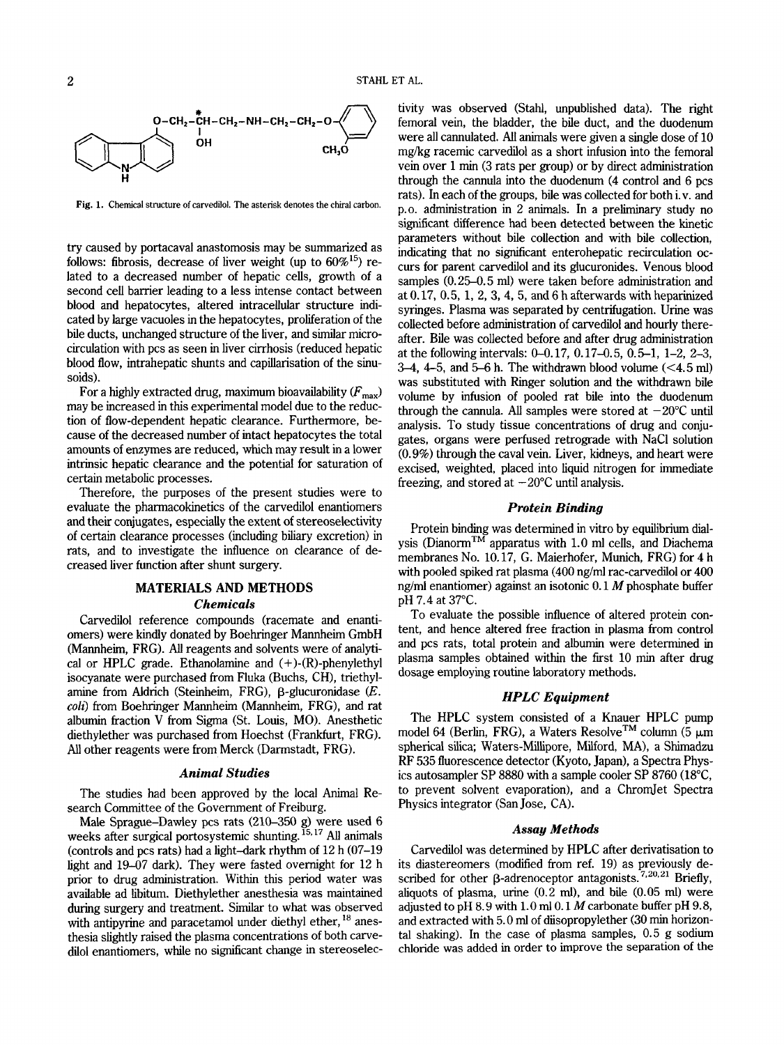Fig. 1. Chemical structure of carvedilol. The asterisk denotes the chiral carbon.

try caused by portacaval anastomosis may be summarized as follows: fibrosis, decrease of liver weight (up to 60%[15]) related to a decreased number of hepatic cells, growth of a second cell barrier leading to a less intense contact between blood and hepatocytes, altered intracellular structure indicated by large vacuoles in the hepatocytes, proliferation of the bile ducts, unchanged structure of the liver, and similar microcirculation with pcs as seen in liver cirrhosis (reduced hepatic blood flow, intrahepatic shunts and capillarisation of the sinusoids).

For a highly extracted drug, maximum bioavailability ($F_{max}$) may be increased in this experimental model due to the reduction of flow-dependent hepatic clearance. Furthermore, because of the decreased number of intact hepatocytes the total amounts of enzymes are reduced, which may result in a lower intrinsic hepatic clearance and the potential for saturation of certain metabolic processes.

Therefore, the purposes of the present studies were to evaluate the pharmacokinetics of the carvedilol enantiomers and their conjugates, especially the extent of stereoselectivity of certain clearance processes (including biliary excretion) in rats, and to investigate the influence on clearance of decreased liver function after shunt surgery.

## MATERIALS AND METHODS

### Chemicals

Carvedilol reference compounds (racemate and enantiomers) were kindly donated by Boehringer Mannheim GmbH (Mannheim, FRG). All reagents and solvents were of analytical or HPLC grade. Ethanolamine and (+)-(R)-phenylethyl isocyanate were purchased from Fluka (Buchs, CH), triethylamine from Aldrich (Steinheim, FRG), β-glucuronidase (*E. coli*) from Boehringer Mannheim (Mannheim, FRG), and rat albumin fraction V from Sigma (St. Louis, MO). Anesthetic diethylether was purchased from Hoechst (Frankfurt, FRG). All other reagents were from Merck (Darmstadt, FRG).

### Animal Studies

The studies had been approved by the local Animal Research Committee of the Government of Freiburg.

Male Sprague–Dawley pcs rats (210–350 g) were used 6 weeks after surgical portosystemic shunting.[15,17] All animals (controls and pcs rats) had a light–dark rhythm of 12 h (07–19 light and 19–07 dark). They were fasted overnight for 12 h prior to drug administration. Within this period water was available ad libitum. Diethylether anesthesia was maintained during surgery and treatment. Similar to what was observed with antipyrine and paracetamol under diethyl ether,[18] anesthesia slightly raised the plasma concentrations of both carvedilol enantiomers, while no significant change in stereoselectivity was observed (Stahl, unpublished data). The right femoral vein, the bladder, the bile duct, and the duodenum were all cannulated. All animals were given a single dose of 10 mg/kg racemic carvedilol as a short infusion into the femoral vein over 1 min (3 rats per group) or by direct administration through the cannula into the duodenum (4 control and 6 pcs rats). In each of the groups, bile was collected for both i.v. and p.o. administration in 2 animals. In a preliminary study no significant difference had been detected between the kinetic parameters without bile collection and with bile collection, indicating that no significant enterohepatic recirculation occurs for parent carvedilol and its glucuronides. Venous blood samples (0.25–0.5 ml) were taken before administration and at 0.17, 0.5, 1, 2, 3, 4, 5, and 6 h afterwards with heparinized syringes. Plasma was separated by centrifugation. Urine was collected before administration of carvedilol and hourly thereafter. Bile was collected before and after drug administration at the following intervals: 0–0.17, 0.17–0.5, 0.5–1, 1–2, 2–3, 3–4, 4–5, and 5–6 h. The withdrawn blood volume (<4.5 ml) was substituted with Ringer solution and the withdrawn bile volume by infusion of pooled rat bile into the duodenum through the cannula. All samples were stored at −20°C until analysis. To study tissue concentrations of drug and conjugates, organs were perfused retrograde with NaCl solution (0.9%) through the caval vein. Liver, kidneys, and heart were excised, weighted, placed into liquid nitrogen for immediate freezing, and stored at −20°C until analysis.

### Protein Binding

Protein binding was determined in vitro by equilibrium dialysis (Dianorm™ apparatus with 1.0 ml cells, and Diachema membranes No. 10.17, G. Maierhofer, Munich, FRG) for 4 h with pooled spiked rat plasma (400 ng/ml rac-carvedilol or 400 ng/ml enantiomer) against an isotonic 0.1 *M* phosphate buffer pH 7.4 at 37°C.

To evaluate the possible influence of altered protein content, and hence altered free fraction in plasma from control and pcs rats, total protein and albumin were determined in plasma samples obtained within the first 10 min after drug dosage employing routine laboratory methods.

### HPLC Equipment

The HPLC system consisted of a Knauer HPLC pump model 64 (Berlin, FRG), a Waters Resolve™ column (5 μm spherical silica; Waters-Millipore, Milford, MA), a Shimadzu RF 535 fluorescence detector (Kyoto, Japan), a Spectra Physics autosampler SP 8880 with a sample cooler SP 8760 (18°C, to prevent solvent evaporation), and a ChromJet Spectra Physics integrator (San Jose, CA).

### Assay Methods

Carvedilol was determined by HPLC after derivatisation to its diastereomers (modified from ref. 19) as previously described for other β-adrenoceptor antagonists.[7,20,21] Briefly, aliquots of plasma, urine (0.2 ml), and bile (0.05 ml) were adjusted to pH 8.9 with 1.0 ml 0.1 *M* carbonate buffer pH 9.8, and extracted with 5.0 ml of diisopropylether (30 min horizontal shaking). In the case of plasma samples, 0.5 g sodium chloride was added in order to improve the separation of the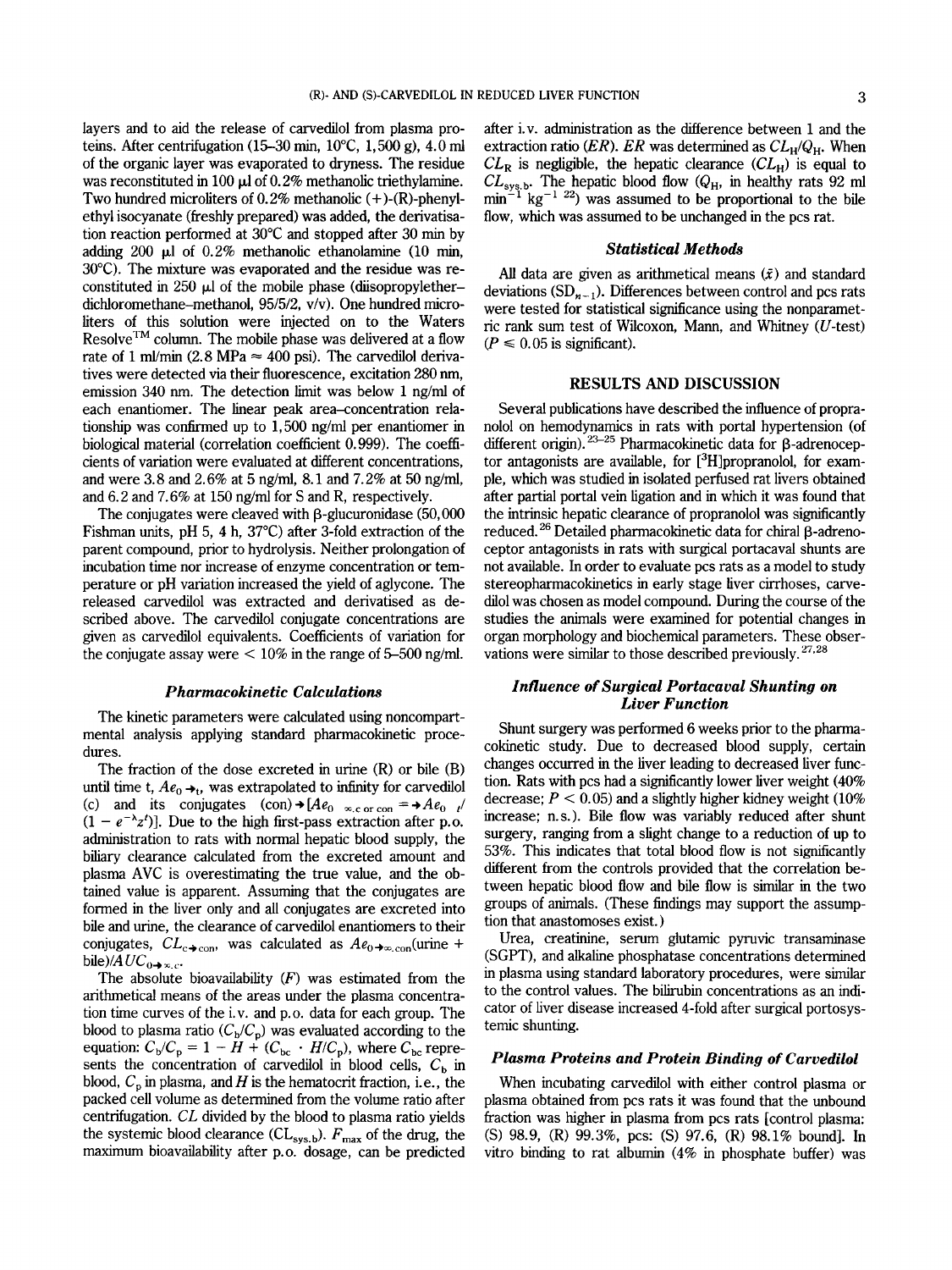layers and to aid the release of carvedilol from plasma proteins. After centrifugation (15–30 min, 10°C, 1,500 g), 4.0 ml of the organic layer was evaporated to dryness. The residue was reconstituted in 100 μl of 0.2% methanolic triethylamine. Two hundred microliters of 0.2% methanolic (+)-(R)-phenylethyl isocyanate (freshly prepared) was added, the derivatisation reaction performed at 30°C and stopped after 30 min by adding 200 μl of 0.2% methanolic ethanolamine (10 min, 30°C). The mixture was evaporated and the residue was reconstituted in 250 μl of the mobile phase (diisopropylether–dichloromethane–methanol, 95/5/2, v/v). One hundred microliters of this solution were injected on to the Waters Resolve™ column. The mobile phase was delivered at a flow rate of 1 ml/min (2.8 MPa ≈ 400 psi). The carvedilol derivatives were detected via their fluorescence, excitation 280 nm, emission 340 nm. The detection limit was below 1 ng/ml of each enantiomer. The linear peak area–concentration relationship was confirmed up to 1,500 ng/ml per enantiomer in biological material (correlation coefficient 0.999). The coefficients of variation were evaluated at different concentrations, and were 3.8 and 2.6% at 5 ng/ml, 8.1 and 7.2% at 50 ng/ml, and 6.2 and 7.6% at 150 ng/ml for S and R, respectively.

The conjugates were cleaved with β-glucuronidase (50,000 Fishman units, pH 5, 4 h, 37°C) after 3-fold extraction of the parent compound, prior to hydrolysis. Neither prolongation of incubation time nor increase of enzyme concentration or temperature or pH variation increased the yield of aglycone. The released carvedilol was extracted and derivatised as described above. The carvedilol conjugate concentrations are given as carvedilol equivalents. Coefficients of variation for the conjugate assay were < 10% in the range of 5–500 ng/ml.

### *Pharmacokinetic Calculations*

The kinetic parameters were calculated using noncompartmental analysis applying standard pharmacokinetic procedures.

The fraction of the dose excreted in urine (R) or bile (B) until time t, $Ae_{0\rightarrow t}$, was extrapolated to infinity for carvedilol (c) and its conjugates (con) $\rightarrow [Ae_{0\rightarrow\infty,c \text{ or con}} = \rightarrow Ae_{0\rightarrow t}/(1 - e^{-\lambda_z t})]$. Due to the high first-pass extraction after p.o. administration to rats with normal hepatic blood supply, the biliary clearance calculated from the excreted amount and plasma AVC is overestimating the true value, and the obtained value is apparent. Assuming that the conjugates are formed in the liver only and all conjugates are excreted into bile and urine, the clearance of carvedilol enantiomers to their conjugates, $CL_{c\rightarrow con}$, was calculated as $Ae_{0\rightarrow\infty,con}$(urine + bile)/$AUC_{0\rightarrow\infty,c}$.

The absolute bioavailability ($F$) was estimated from the arithmetical means of the areas under the plasma concentration time curves of the i.v. and p.o. data for each group. The blood to plasma ratio ($C_b/C_p$) was evaluated according to the equation: $C_b/C_p = 1 - H + (C_{bc} \cdot H/C_p)$, where $C_{bc}$ represents the concentration of carvedilol in blood cells, $C_b$ in blood, $C_p$ in plasma, and $H$ is the hematocrit fraction, i.e., the packed cell volume as determined from the volume ratio after centrifugation. $CL$ divided by the blood to plasma ratio yields the systemic blood clearance ($CL_{sys,b}$). $F_{max}$ of the drug, the maximum bioavailability after p.o. dosage, can be predicted after i.v. administration as the difference between 1 and the extraction ratio ($ER$). $ER$ was determined as $CL_H/Q_H$. When $CL_R$ is negligible, the hepatic clearance ($CL_H$) is equal to $CL_{sys,b}$. The hepatic blood flow ($Q_H$, in healthy rats 92 ml $min^{-1}$ $kg^{-1}$ [22]) was assumed to be proportional to the bile flow, which was assumed to be unchanged in the pcs rat.

### *Statistical Methods*

All data are given as arithmetical means ($\bar{x}$) and standard deviations ($SD_{n-1}$). Differences between control and pcs rats were tested for statistical significance using the nonparametric rank sum test of Wilcoxon, Mann, and Whitney ($U$-test) ($P \leq 0.05$ is significant).

## RESULTS AND DISCUSSION

Several publications have described the influence of propranolol on hemodynamics in rats with portal hypertension (of different origin).[23–25] Pharmacokinetic data for β-adrenoceptor antagonists are available, for [$^3$H]propranolol, for example, which was studied in isolated perfused rat livers obtained after partial portal vein ligation and in which it was found that the intrinsic hepatic clearance of propranolol was significantly reduced.[26] Detailed pharmacokinetic data for chiral β-adrenoceptor antagonists in rats with surgical portacaval shunts are not available. In order to evaluate pcs rats as a model to study stereopharmacokinetics in early stage liver cirrhoses, carvedilol was chosen as model compound. During the course of the studies the animals were examined for potential changes in organ morphology and biochemical parameters. These observations were similar to those described previously.[27,28]

### *Influence of Surgical Portacaval Shunting on Liver Function*

Shunt surgery was performed 6 weeks prior to the pharmacokinetic study. Due to decreased blood supply, certain changes occurred in the liver leading to decreased liver function. Rats with pcs had a significantly lower liver weight (40% decrease; $P < 0.05$) and a slightly higher kidney weight (10% increase; n.s.). Bile flow was variably reduced after shunt surgery, ranging from a slight change to a reduction of up to 53%. This indicates that total blood flow is not significantly different from the controls provided that the correlation between hepatic blood flow and bile flow is similar in the two groups of animals. (These findings may support the assumption that anastomoses exist.)

Urea, creatinine, serum glutamic pyruvic transaminase (SGPT), and alkaline phosphatase concentrations determined in plasma using standard laboratory procedures, were similar to the control values. The bilirubin concentrations as an indicator of liver disease increased 4-fold after surgical portosystemic shunting.

### *Plasma Proteins and Protein Binding of Carvedilol*

When incubating carvedilol with either control plasma or plasma obtained from pcs rats it was found that the unbound fraction was higher in plasma from pcs rats [control plasma: (S) 98.9, (R) 99.3%, pcs: (S) 97.6, (R) 98.1% bound]. In vitro binding to rat albumin (4% in phosphate buffer) was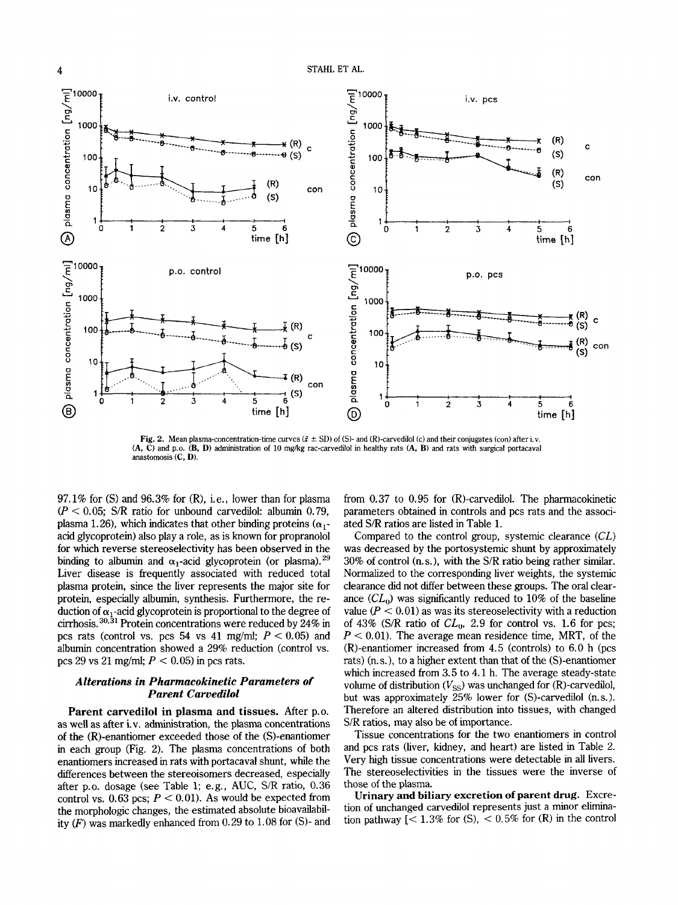Fig. 2. Mean plasma-concentration-time curves ($\bar{x}$ ± SD) of (S)- and (R)-carvedilol (c) and their conjugates (con) after i.v. (A, C) and p.o. (B, D) administration of 10 mg/kg rac-carvedilol in healthy rats (A, B) and rats with surgical portacaval anastomosis (C, D).

97.1% for (S) and 96.3% for (R), i.e., lower than for plasma ($P < 0.05$; S/R ratio for unbound carvedilol: albumin 0.79, plasma 1.26), which indicates that other binding proteins ($\alpha_1$-acid glycoprotein) also play a role, as is known for propranolol for which reverse stereoselectivity has been observed in the binding to albumin and $\alpha_1$-acid glycoprotein (or plasma).[29] Liver disease is frequently associated with reduced total plasma protein, since the liver represents the major site for protein, especially albumin, synthesis. Furthermore, the reduction of $\alpha_1$-acid glycoprotein is proportional to the degree of cirrhosis.[30,31] Protein concentrations were reduced by 24% in pcs rats (control vs. pcs 54 vs 41 mg/ml; $P < 0.05$) and albumin concentration showed a 29% reduction (control vs. pcs 29 vs 21 mg/ml; $P < 0.05$) in pcs rats.

### *Alterations in Pharmacokinetic Parameters of Parent Carvedilol*

**Parent carvedilol in plasma and tissues.** After p.o. as well as after i.v. administration, the plasma concentrations of the (R)-enantiomer exceeded those of the (S)-enantiomer in each group (Fig. 2). The plasma concentrations of both enantiomers increased in rats with portacaval shunt, while the differences between the stereoisomers decreased, especially after p.o. dosage (see Table 1; e.g., AUC, S/R ratio, 0.36 control vs. 0.63 pcs; $P < 0.01$). As would be expected from the morphologic changes, the estimated absolute bioavailability ($F$) was markedly enhanced from 0.29 to 1.08 for (S)- and from 0.37 to 0.95 for (R)-carvedilol. The pharmacokinetic parameters obtained in controls and pcs rats and the associated S/R ratios are listed in Table 1.

Compared to the control group, systemic clearance ($CL$) was decreased by the portosystemic shunt by approximately 30% of control (n.s.), with the S/R ratio being rather similar. Normalized to the corresponding liver weights, the systemic clearance did not differ between these groups. The oral clearance ($CL_0$) was significantly reduced to 10% of the baseline value ($P < 0.01$) as was its stereoselectivity with a reduction of 43% (S/R ratio of $CL_0$, 2.9 for control vs. 1.6 for pcs; $P < 0.01$). The average mean residence time, MRT, of the (R)-enantiomer increased from 4.5 (controls) to 6.0 h (pcs rats) (n.s.), to a higher extent than that of the (S)-enantiomer which increased from 3.5 to 4.1 h. The average steady-state volume of distribution ($V_{SS}$) was unchanged for (R)-carvedilol, but was approximately 25% lower for (S)-carvedilol (n.s.). Therefore an altered distribution into tissues, with changed S/R ratios, may also be of importance.

Tissue concentrations for the two enantiomers in control and pcs rats (liver, kidney, and heart) are listed in Table 2. Very high tissue concentrations were detectable in all livers. The stereoselectivities in the tissues were the inverse of those of the plasma.

**Urinary and biliary excretion of parent drug.** Excretion of unchanged carvedilol represents just a minor elimination pathway [< 1.3% for (S), < 0.5% for (R) in the control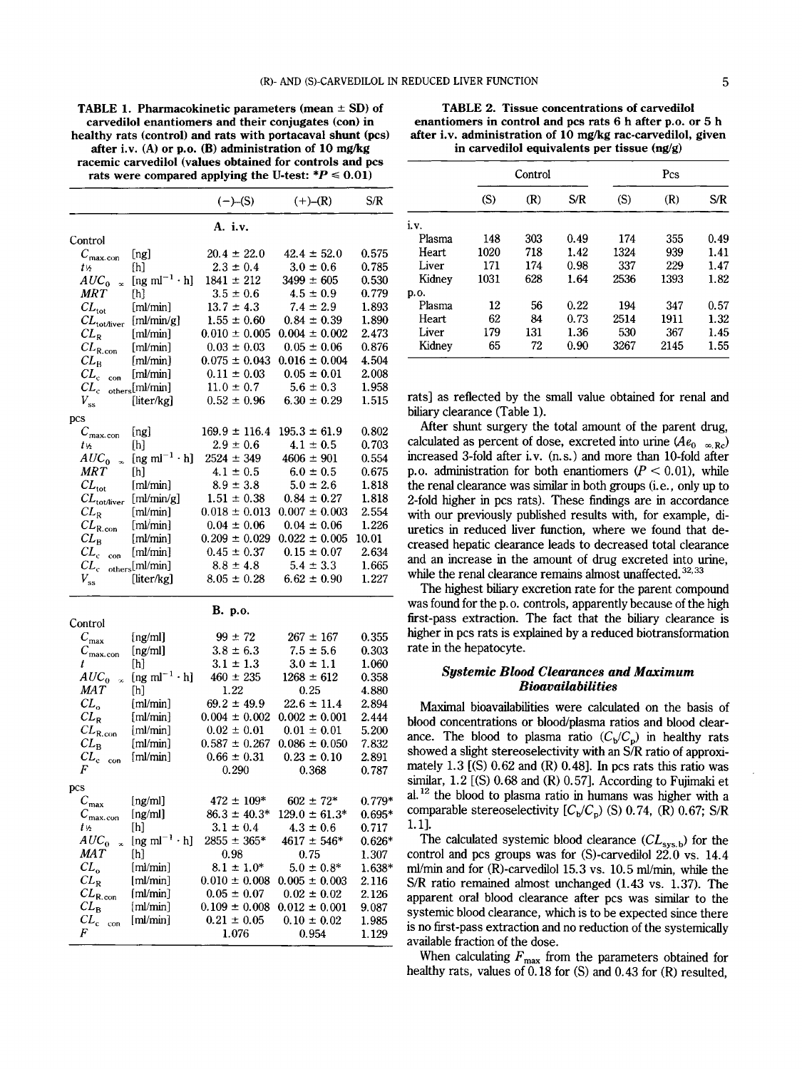**TABLE 1. Pharmacokinetic parameters (mean ± SD) of carvedilol enantiomers and their conjugates (con) in healthy rats (control) and rats with portacaval shunt (pcs) after i.v. (A) or p.o. (B) administration of 10 mg/kg racemic carvedilol (values obtained for controls and pcs rats were compared applying the U-test: *P ≤ 0.01)**

| | | (−)-(S) | (+)-(R) | S/R |
|---|---|---|---|---|
| **A. i.v.** | | | | |
| Control | | | | |
| $C_{max,con}$ | [ng] | 20.4 ± 22.0 | 42.4 ± 52.0 | 0.575 |
| $t_{1/2}$ | [h] | 2.3 ± 0.4 | 3.0 ± 0.6 | 0.785 |
| $AUC_{0-\infty}$ | [ng ml$^{-1}$ · h] | 1841 ± 212 | 3499 ± 605 | 0.530 |
| $MRT$ | [h] | 3.5 ± 0.6 | 4.5 ± 0.9 | 0.779 |
| $CL_{tot}$ | [ml/min] | 13.7 ± 4.3 | 7.4 ± 2.9 | 1.893 |
| $CL_{tot/liver}$ | [ml/min/g] | 1.55 ± 0.60 | 0.84 ± 0.39 | 1.890 |
| $CL_R$ | [ml/min] | 0.010 ± 0.005 | 0.004 ± 0.002 | 2.473 |
| $CL_{R,con}$ | [ml/min] | 0.03 ± 0.03 | 0.05 ± 0.06 | 0.876 |
| $CL_B$ | [ml/min] | 0.075 ± 0.043 | 0.016 ± 0.004 | 4.504 |
| $CL_{c\ con}$ | [ml/min] | 0.11 ± 0.03 | 0.05 ± 0.01 | 2.008 |
| $CL_{c\ others}$ | [ml/min] | 11.0 ± 0.7 | 5.6 ± 0.3 | 1.958 |
| $V_{ss}$ | [liter/kg] | 0.52 ± 0.96 | 6.30 ± 0.29 | 1.515 |
| pcs | | | | |
| $C_{max,con}$ | [ng] | 169.9 ± 116.4 | 195.3 ± 61.9 | 0.802 |
| $t_{1/2}$ | [h] | 2.9 ± 0.6 | 4.1 ± 0.5 | 0.703 |
| $AUC_{0-\infty}$ | [ng ml$^{-1}$ · h] | 2524 ± 349 | 4606 ± 901 | 0.554 |
| $MRT$ | [h] | 4.1 ± 0.5 | 6.0 ± 0.5 | 0.675 |
| $CL_{tot}$ | [ml/min] | 8.9 ± 3.8 | 5.0 ± 2.6 | 1.818 |
| $CL_{tot/liver}$ | [ml/min/g] | 1.51 ± 0.38 | 0.84 ± 0.27 | 1.818 |
| $CL_R$ | [ml/min] | 0.018 ± 0.013 | 0.007 ± 0.003 | 2.554 |
| $CL_{R,con}$ | [ml/min] | 0.04 ± 0.06 | 0.04 ± 0.06 | 1.226 |
| $CL_B$ | [ml/min] | 0.209 ± 0.029 | 0.022 ± 0.005 | 10.01 |
| $CL_{c\ con}$ | [ml/min] | 0.45 ± 0.37 | 0.15 ± 0.07 | 2.634 |
| $CL_{c\ others}$ | [ml/min] | 8.8 ± 4.8 | 5.4 ± 3.3 | 1.665 |
| $V_{ss}$ | [liter/kg] | 8.05 ± 0.28 | 6.62 ± 0.90 | 1.227 |
| **B. p.o.** | | | | |
| Control | | | | |
| $C_{max}$ | [ng/ml] | 99 ± 72 | 267 ± 167 | 0.355 |
| $C_{max,con}$ | [ng/ml] | 3.8 ± 6.3 | 7.5 ± 5.6 | 0.303 |
| $t$ | [h] | 3.1 ± 1.3 | 3.0 ± 1.1 | 1.060 |
| $AUC_{0-\infty}$ | [ng ml$^{-1}$ · h] | 460 ± 235 | 1268 ± 612 | 0.358 |
| $MAT$ | [h] | 1.22 | 0.25 | 4.880 |
| $CL_o$ | [ml/min] | 69.2 ± 49.9 | 22.6 ± 11.4 | 2.894 |
| $CL_R$ | [ml/min] | 0.004 ± 0.002 | 0.002 ± 0.001 | 2.444 |
| $CL_{R,con}$ | [ml/min] | 0.02 ± 0.01 | 0.01 ± 0.01 | 5.200 |
| $CL_B$ | [ml/min] | 0.587 ± 0.267 | 0.086 ± 0.050 | 7.832 |
| $CL_{c\ con}$ | [ml/min] | 0.66 ± 0.31 | 0.23 ± 0.10 | 2.891 |
| $F$ | | 0.290 | 0.368 | 0.787 |
| pcs | | | | |
| $C_{max}$ | [ng/ml] | 472 ± 109* | 602 ± 72* | 0.779* |
| $C_{max,con}$ | [ng/ml] | 86.3 ± 40.3* | 129.0 ± 61.3* | 0.695* |
| $t_{1/2}$ | [h] | 3.1 ± 0.4 | 4.3 ± 0.6 | 0.717 |
| $AUC_{0-\infty}$ | [ng ml$^{-1}$ · h] | 2855 ± 365* | 4617 ± 546* | 0.626* |
| $MAT$ | [h] | 0.98 | 0.75 | 1.307 |
| $CL_o$ | [ml/min] | 8.1 ± 1.0* | 5.0 ± 0.8* | 1.638* |
| $CL_R$ | [ml/min] | 0.010 ± 0.008 | 0.005 ± 0.003 | 2.116 |
| $CL_{R,con}$ | [ml/min] | 0.05 ± 0.07 | 0.02 ± 0.02 | 2.126 |
| $CL_B$ | [ml/min] | 0.109 ± 0.008 | 0.012 ± 0.001 | 9.087 |
| $CL_{c\ con}$ | [ml/min] | 0.21 ± 0.05 | 0.10 ± 0.02 | 1.985 |
| $F$ | | 1.076 | 0.954 | 1.129 |

**TABLE 2. Tissue concentrations of carvedilol enantiomers in control and pcs rats 6 h after p.o. or 5 h after i.v. administration of 10 mg/kg rac-carvedilol, given in carvedilol equivalents per tissue (ng/g)**

| | Control | | | Pcs | | |
|---|---|---|---|---|---|---|
| | (S) | (R) | S/R | (S) | (R) | S/R |
| i.v. | | | | | | |
| Plasma | 148 | 303 | 0.49 | 174 | 355 | 0.49 |
| Heart | 1020 | 718 | 1.42 | 1324 | 939 | 1.41 |
| Liver | 171 | 174 | 0.98 | 337 | 229 | 1.47 |
| Kidney | 1031 | 628 | 1.64 | 2536 | 1393 | 1.82 |
| p.o. | | | | | | |
| Plasma | 12 | 56 | 0.22 | 194 | 347 | 0.57 |
| Heart | 62 | 84 | 0.73 | 2514 | 1911 | 1.32 |
| Liver | 179 | 131 | 1.36 | 530 | 367 | 1.45 |
| Kidney | 65 | 72 | 0.90 | 3267 | 2145 | 1.55 |

rats] as reflected by the small value obtained for renal and biliary clearance (Table 1).

After shunt surgery the total amount of the parent drug, calculated as percent of dose, excreted into urine ($Ae_{0-\infty,Rc}$) increased 3-fold after i.v. (n.s.) and more than 10-fold after p.o. administration for both enantiomers ($P < 0.01$), while the renal clearance was similar in both groups (i.e., only up to 2-fold higher in pcs rats). These findings are in accordance with our previously published results with, for example, diuretics in reduced liver function, where we found that decreased hepatic clearance leads to decreased total clearance and an increase in the amount of drug excreted into urine, while the renal clearance remains almost unaffected.[32,33]

The highest biliary excretion rate for the parent compound was found for the p.o. controls, apparently because of the high first-pass extraction. The fact that the biliary clearance is higher in pcs rats is explained by a reduced biotransformation rate in the hepatocyte.

### *Systemic Blood Clearances and Maximum Bioavailabilities*

Maximal bioavailabilities were calculated on the basis of blood concentrations or blood/plasma ratios and blood clearance. The blood to plasma ratio ($C_b/C_p$) in healthy rats showed a slight stereoselectivity with an S/R ratio of approximately 1.3 [(S) 0.62 and (R) 0.48]. In pcs rats this ratio was similar, 1.2 [(S) 0.68 and (R) 0.57]. According to Fujimaki et al.[12] the blood to plasma ratio in humans was higher with a comparable stereoselectivity [$C_b/C_p$) (S) 0.74, (R) 0.67; S/R 1.1].

The calculated systemic blood clearance ($CL_{sys,b}$) for the control and pcs groups was for (S)-carvedilol 22.0 vs. 14.4 ml/min and for (R)-carvedilol 15.3 vs. 10.5 ml/min, while the S/R ratio remained almost unchanged (1.43 vs. 1.37). The apparent oral blood clearance after pcs was similar to the systemic blood clearance, which is to be expected since there is no first-pass extraction and no reduction of the systemically available fraction of the dose.

When calculating $F_{max}$ from the parameters obtained for healthy rats, values of 0.18 for (S) and 0.43 for (R) resulted,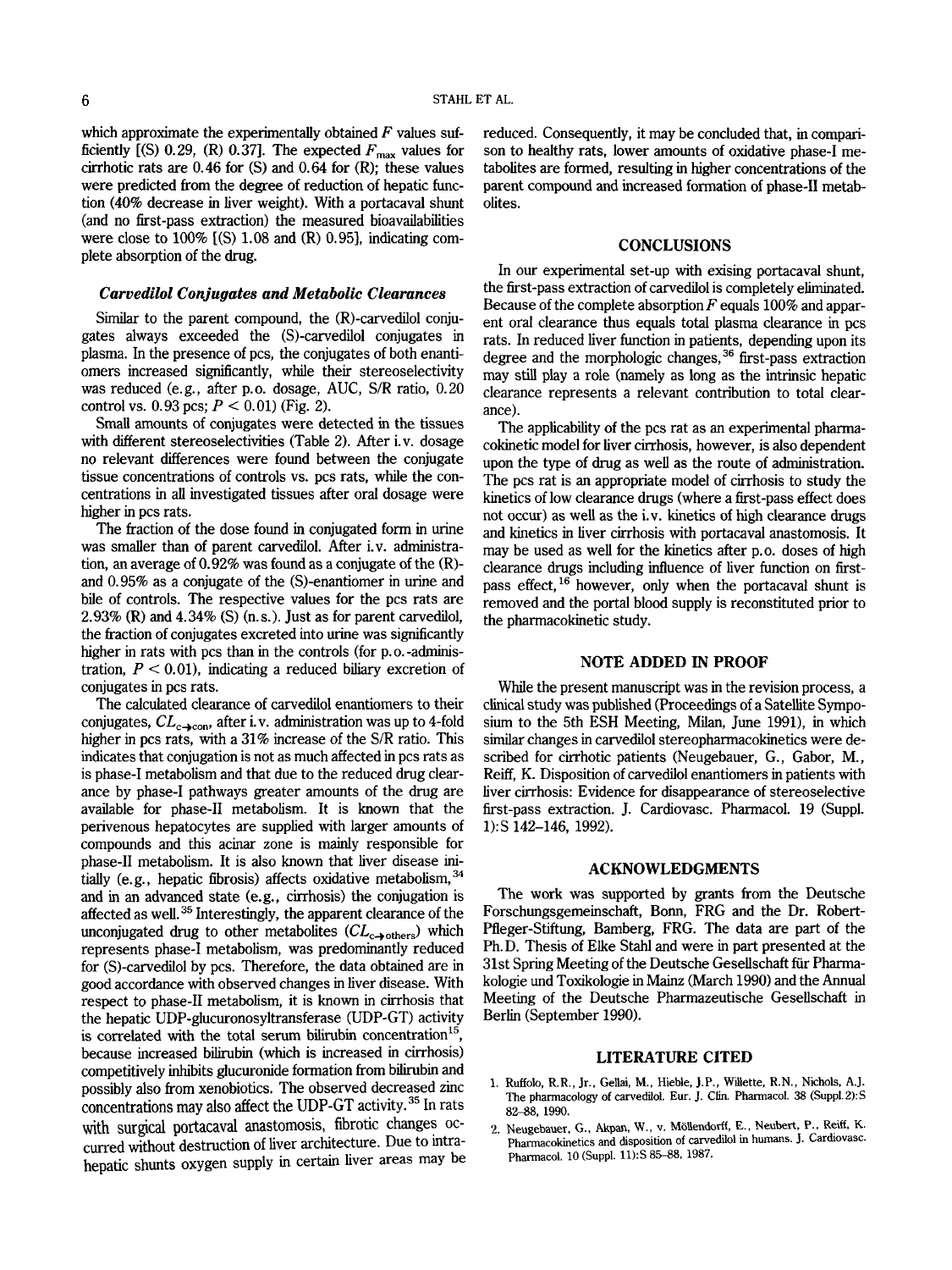which approximate the experimentally obtained $F$ values sufficiently [(S) 0.29, (R) 0.37]. The expected $F_{max}$ values for cirrhotic rats are 0.46 for (S) and 0.64 for (R); these values were predicted from the degree of reduction of hepatic function (40% decrease in liver weight). With a portacaval shunt (and no first-pass extraction) the measured bioavailabilities were close to 100% [(S) 1.08 and (R) 0.95], indicating complete absorption of the drug.

### *Carvedilol Conjugates and Metabolic Clearances*

Similar to the parent compound, the (R)-carvedilol conjugates always exceeded the (S)-carvedilol conjugates in plasma. In the presence of pcs, the conjugates of both enantiomers increased significantly, while their stereoselectivity was reduced (e.g., after p.o. dosage, AUC, S/R ratio, 0.20 control vs. 0.93 pcs; $P < 0.01$) (Fig. 2).

Small amounts of conjugates were detected in the tissues with different stereoselectivities (Table 2). After i.v. dosage no relevant differences were found between the conjugate tissue concentrations of controls vs. pcs rats, while the concentrations in all investigated tissues after oral dosage were higher in pcs rats.

The fraction of the dose found in conjugated form in urine was smaller than of parent carvedilol. After i.v. administration, an average of 0.92% was found as a conjugate of the (R)- and 0.95% as a conjugate of the (S)-enantiomer in urine and bile of controls. The respective values for the pcs rats are 2.93% (R) and 4.34% (S) (n.s.). Just as for parent carvedilol, the fraction of conjugates excreted into urine was significantly higher in rats with pcs than in the controls (for p.o.-administration, $P < 0.01$), indicating a reduced biliary excretion of conjugates in pcs rats.

The calculated clearance of carvedilol enantiomers to their conjugates, $CL_{c \rightarrow con}$, after i.v. administration was up to 4-fold higher in pcs rats, with a 31% increase of the S/R ratio. This indicates that conjugation is not as much affected in pcs rats as is phase-I metabolism and that due to the reduced drug clearance by phase-I pathways greater amounts of the drug are available for phase-II metabolism. It is known that the perivenous hepatocytes are supplied with larger amounts of compounds and this acinar zone is mainly responsible for phase-II metabolism. It is also known that liver disease initially (e.g., hepatic fibrosis) affects oxidative metabolism,[34] and in an advanced state (e.g., cirrhosis) the conjugation is affected as well.[35] Interestingly, the apparent clearance of the unconjugated drug to other metabolites ($CL_{c \rightarrow others}$) which represents phase-I metabolism, was predominantly reduced for (S)-carvedilol by pcs. Therefore, the data obtained are in good accordance with observed changes in liver disease. With respect to phase-II metabolism, it is known in cirrhosis that the hepatic UDP-glucuronosyltransferase (UDP-GT) activity is correlated with the total serum bilirubin concentration[15], because increased bilirubin (which is increased in cirrhosis) competitively inhibits glucuronide formation from bilirubin and possibly also from xenobiotics. The observed decreased zinc concentrations may also affect the UDP-GT activity.[35] In rats with surgical portacaval anastomosis, fibrotic changes occurred without destruction of liver architecture. Due to intrahepatic shunts oxygen supply in certain liver areas may be reduced. Consequently, it may be concluded that, in comparison to healthy rats, lower amounts of oxidative phase-I metabolites are formed, resulting in higher concentrations of the parent compound and increased formation of phase-II metabolites.

## CONCLUSIONS

In our experimental set-up with exising portacaval shunt, the first-pass extraction of carvedilol is completely eliminated. Because of the complete absorption $F$ equals 100% and apparent oral clearance thus equals total plasma clearance in pcs rats. In reduced liver function in patients, depending upon its degree and the morphologic changes,[36] first-pass extraction may still play a role (namely as long as the intrinsic hepatic clearance represents a relevant contribution to total clearance).

The applicability of the pcs rat as an experimental pharmacokinetic model for liver cirrhosis, however, is also dependent upon the type of drug as well as the route of administration. The pcs rat is an appropriate model of cirrhosis to study the kinetics of low clearance drugs (where a first-pass effect does not occur) as well as the i.v. kinetics of high clearance drugs and kinetics in liver cirrhosis with portacaval anastomosis. It may be used as well for the kinetics after p.o. doses of high clearance drugs including influence of liver function on first-pass effect,[16] however, only when the portacaval shunt is removed and the portal blood supply is reconstituted prior to the pharmacokinetic study.

## NOTE ADDED IN PROOF

While the present manuscript was in the revision process, a clinical study was published (Proceedings of a Satellite Symposium to the 5th ESH Meeting, Milan, June 1991), in which similar changes in carvedilol stereopharmacokinetics were described for cirrhotic patients (Neugebauer, G., Gabor, M., Reiff, K. Disposition of carvedilol enantiomers in patients with liver cirrhosis: Evidence for disappearance of stereoselective first-pass extraction. J. Cardiovasc. Pharmacol. 19 (Suppl. 1):S 142–146, 1992).

## ACKNOWLEDGMENTS

The work was supported by grants from the Deutsche Forschungsgemeinschaft, Bonn, FRG and the Dr. Robert-Pfleger-Stiftung, Bamberg, FRG. The data are part of the Ph.D. Thesis of Elke Stahl and were in part presented at the 31st Spring Meeting of the Deutsche Gesellschaft für Pharmakologie und Toxikologie in Mainz (March 1990) and the Annual Meeting of the Deutsche Pharmazeutische Gesellschaft in Berlin (September 1990).

## LITERATURE CITED

1. Ruffolo, R.R., Jr., Gellai, M., Hieble, J.P., Willette, R.N., Nichols, A.J. The pharmacology of carvedilol. Eur. J. Clin. Pharmacol. 38 (Suppl. 2):S 82–88, 1990.
2. Neugebauer, G., Akpan, W., v. Möllendorff, E., Neubert, P., Reiff, K. Pharmacokinetics and disposition of carvedilol in humans. J. Cardiovasc. Pharmacol. 10 (Suppl. 11):S 85–88, 1987.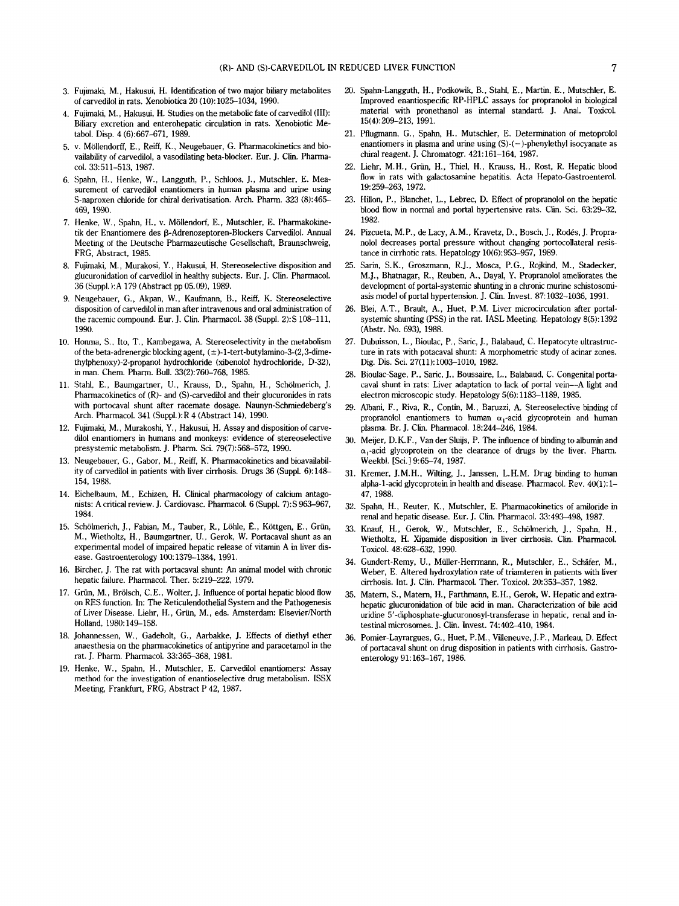3. Fujimaki, M., Hakusui, H. Identification of two major biliary metabolites of carvedilol in rats. Xenobiotica 20 (10):1025–1034, 1990.
4. Fujimaki, M., Hakusui, H. Studies on the metabolic fate of carvedilol (III): Biliary excretion and enterohepatic circulation in rats. Xenobiotic Metabol. Disp. 4 (6):667–671, 1989.
5. v. Möllendorff, E., Reiff, K., Neugebauer, G. Pharmacokinetics and bioavailability of carvedilol, a vasodilating beta-blocker. Eur. J. Clin. Pharmacol. 33:511–513, 1987.
6. Spahn, H., Henke, W., Langguth, P., Schloos, J., Mutschler, E. Measurement of carvedilol enantiomers in human plasma and urine using S-naproxen chloride for chiral derivatisation. Arch. Pharm. 323 (8):465–469, 1990.
7. Henke, W., Spahn, H., v. Möllendorf, E., Mutschler, E. Pharmakokinetik der Enantiomere des β-Adrenozeptoren-Blockers Carvedilol. Annual Meeting of the Deutsche Pharmazeutische Gesellschaft, Braunschweig, FRG, Abstract, 1985.
8. Fujimaki, M., Murakosi, Y., Hakusui, H. Stereoselective disposition and glucuronidation of carvedilol in healthy subjects. Eur. J. Clin. Pharmacol. 36 (Suppl.):A 179 (Abstract pp 05.09), 1989.
9. Neugebauer, G., Akpan, W., Kaufmann, B., Reiff, K. Stereoselective disposition of carvedilol in man after intravenous and oral administration of the racemic compound. Eur. J. Clin. Pharmacol. 38 (Suppl. 2):S 108–111, 1990.
10. Honma, S., Ito, T., Kambegawa, A. Stereoselectivity in the metabolism of the beta-adrenergic blocking agent, (±)-1-tert-butylamino-3-(2,3-dimethylphenoxy)-2-propanol hydrochloride (xibenolol hydrochloride, D-32), in man. Chem. Pharm. Bull. 33(2):760–768, 1985.
11. Stahl, E., Baumgartner, U., Krauss, D., Spahn, H., Schölmerich, J. Pharmacokinetics of (R)- and (S)-carvedilol and their glucuronides in rats with portocaval shunt after racemate dosage. Naunyn-Schmiedeberg's Arch. Pharmacol. 341 (Suppl.):R 4 (Abstract 14), 1990.
12. Fujimaki, M., Murakoshi, Y., Hakusui, H. Assay and disposition of carvedilol enantiomers in humans and monkeys: evidence of stereoselective presystemic metabolism. J. Pharm. Sci. 79(7):568–572, 1990.
13. Neugebauer, G., Gabor, M., Reiff, K. Pharmacokinetics and bioavailability of carvedilol in patients with liver cirrhosis. Drugs 36 (Suppl. 6):148–154, 1988.
14. Eichelbaum, M., Echizen, H. Clinical pharmacology of calcium antagonists: A critical review. J. Cardiovasc. Pharmacol. 6 (Suppl. 7):S 963–967, 1984.
15. Schölmerich, J., Fabian, M., Tauber, R., Löhle, E., Köttgen, E., Grün, M., Wietholtz, H., Baumgartner, U., Gerok, W. Portacaval shunt as an experimental model of impaired hepatic release of vitamin A in liver disease. Gastroenterology 100:1379–1384, 1991.
16. Bircher, J. The rat with portacaval shunt: An animal model with chronic hepatic failure. Pharmacol. Ther. 5:219–222, 1979.
17. Grün, M., Brölsch, C.E., Wolter, J. Influence of portal hepatic blood flow on RES function. In: The Reticulendothelial System and the Pathogenesis of Liver Disease. Liehr, H., Grün, M., eds. Amsterdam: Elsevier/North Holland, 1980:149–158.
18. Johannessen, W., Gadeholt, G., Aarbakke, J. Effects of diethyl ether anaesthesia on the pharmacokinetics of antipyrine and paracetamol in the rat. J. Pharm. Pharmacol. 33:365–368, 1981.
19. Henke, W., Spahn, H., Mutschler, E. Carvedilol enantiomers: Assay method for the investigation of enantioselective drug metabolism. ISSX Meeting, Frankfurt, FRG, Abstract P 42, 1987.
20. Spahn-Langguth, H., Podkowik, B., Stahl, E., Martin, E., Mutschler, E. Improved enantiospecific RP-HPLC assays for propranolol in biological material with pronethanol as internal standard. J. Anal. Toxicol. 15(4):209–213, 1991.
21. Pflugmann, G., Spahn, H., Mutschler, E. Determination of metoprolol enantiomers in plasma and urine using (S)-(−)-phenylethyl isocyanate as chiral reagent. J. Chromatogr. 421:161–164, 1987.
22. Liehr, M.H., Grün, H., Thiel, H., Krauss, H., Rost, R. Hepatic blood flow in rats with galactosamine hepatitis. Acta Hepato-Gastroenterol. 19:259–263, 1972.
23. Hillon, P., Blanchet, L., Lebrec, D. Effect of propranolol on the hepatic blood flow in normal and portal hypertensive rats. Clin. Sci. 63:29–32, 1982.
24. Pizcueta, M.P., de Lacy, A.M., Kravetz, D., Bosch, J., Rodés, J. Propranolol decreases portal pressure without changing portocollateral resistance in cirrhotic rats. Hepatology 10(6):953–957, 1989.
25. Sarin, S.K., Groszmann, R.J., Mosca, P.G., Rojkind, M., Stadecker, M.J., Bhatnagar, R., Reuben, A., Dayal, Y. Propranolol ameliorates the development of portal-systemic shunting in a chronic murine schistosomiasis model of portal hypertension. J. Clin. Invest. 87:1032–1036, 1991.
26. Blei, A.T., Brault, A., Huet, P.M. Liver microcirculation after portal-systemic shunting (PSS) in the rat. IASL Meeting. Hepatology 8(5):1392 (Abstr. No. 693), 1988.
27. Dubuisson, L., Bioulac, P., Saric, J., Balabaud, C. Hepatocyte ultrastructure in rats with potacaval shunt: A morphometric study of acinar zones. Dig. Dis. Sci. 27(11):1003–1010, 1982.
28. Bioulac-Sage, P., Saric, J., Boussaire, L., Balabaud, C. Congenital portacaval shunt in rats: Liver adaptation to lack of portal vein—A light and electron microscopic study. Hepatology 5(6):1183–1189, 1985.
29. Albani, F., Riva, R., Contin, M., Baruzzi, A. Stereoselective binding of propranolol enantiomers to human $\alpha_1$-acid glycoprotein and human plasma. Br. J. Clin. Pharmacol. 18:244–246, 1984.
30. Meijer, D.K.F., Van der Sluijs, P. The influence of binding to albumin and $\alpha_1$-acid glycoprotein on the clearance of drugs by the liver. Pharm. Weekbl. [Sci.] 9:65–74, 1987.
31. Kremer, J.M.H., Wilting, J., Janssen, L.H.M. Drug binding to human alpha-1-acid glycoprotein in health and disease. Pharmacol. Rev. 40(1):1–47, 1988.
32. Spahn, H., Reuter, K., Mutschler, E. Pharmacokinetics of amiloride in renal and hepatic disease. Eur. J. Clin. Pharmacol. 33:493–498, 1987.
33. Knauf, H., Gerok, W., Mutschler, E., Schölmerich, J., Spahn, H., Wietholtz, H. Xipamide disposition in liver cirrhosis. Clin. Pharmacol. Toxicol. 48:628–632, 1990.
34. Gundert-Remy, U., Müller-Herrmann, R., Mutschler, E., Schäfer, M., Weber, E. Altered hydroxylation rate of triamteren in patients with liver cirrhosis. Int. J. Clin. Pharmacol. Ther. Toxicol. 20:353–357, 1982.
35. Matern, S., Matern, H., Farthmann, E.H., Gerok, W. Hepatic and extrahepatic glucuronidation of bile acid in man. Characterization of bile acid uridine 5′-diphosphate-glucuronosyl-transferase in hepatic, renal and intestinal microsomes. J. Clin. Invest. 74:402–410, 1984.
36. Pomier-Layrargues, G., Huet, P.M., Villeneuve, J.P., Marleau, D. Effect of portacaval shunt on drug disposition in patients with cirrhosis. Gastroenterology 91:163–167, 1986.